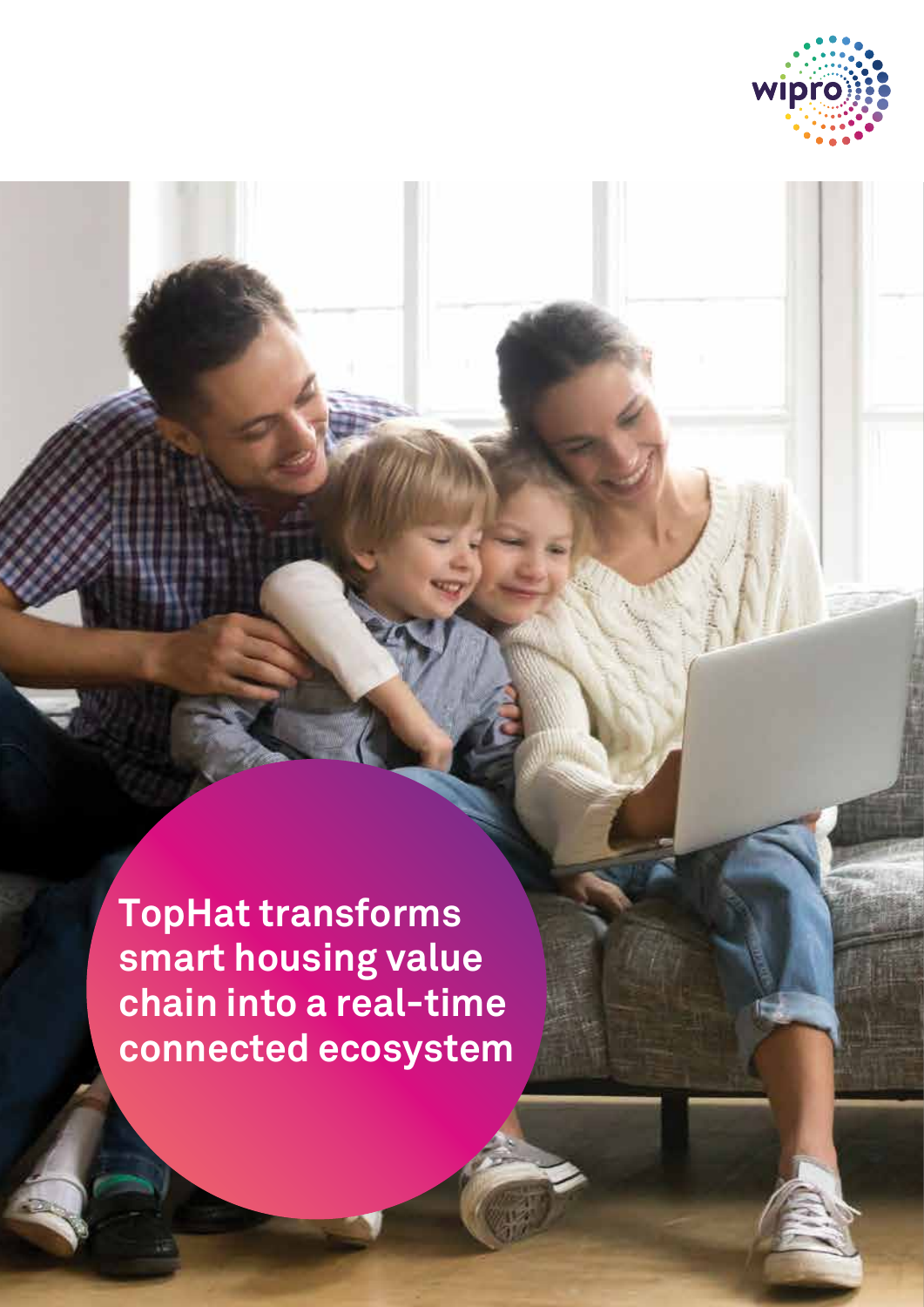# TopHat transforms smart housing value chain into a real-time connected ecosystem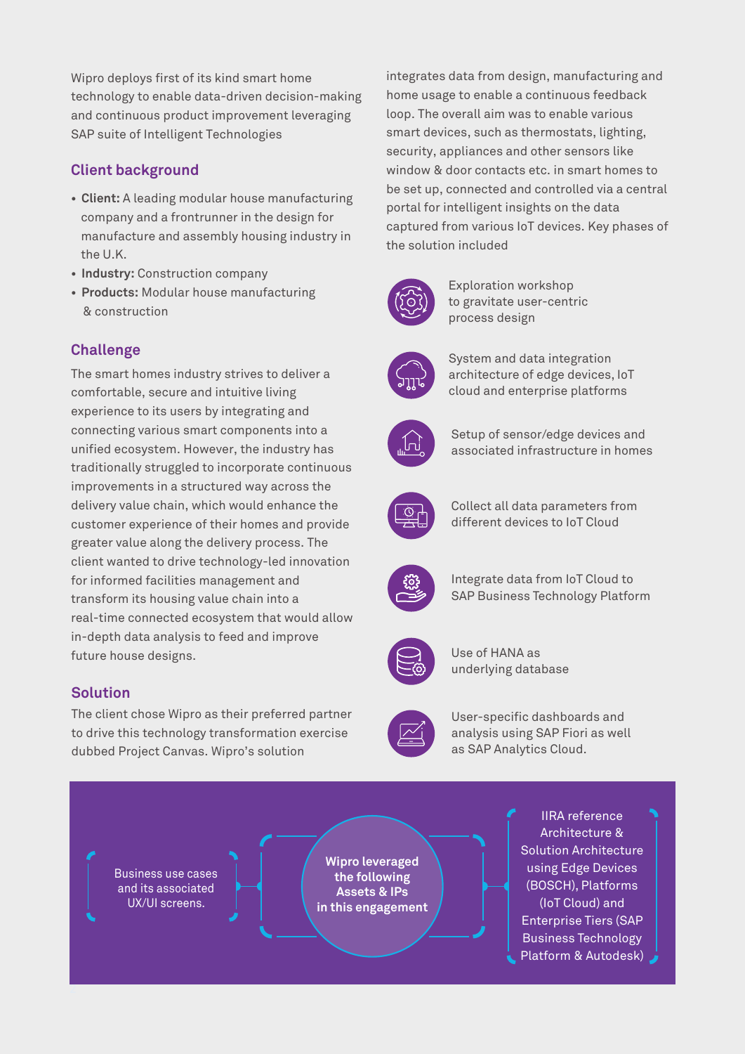Wipro deploys first of its kind smart home technology to enable data-driven decision-making and continuous product improvement leveraging SAP suite of Intelligent Technologies

## Client background

- **Client:** A leading modular house manufacturing company and a frontrunner in the design for manufacture and assembly housing industry in the U.K.
- **Industry:** Construction company
- **Products:** Modular house manufacturing & construction

## Challenge

The smart homes industry strives to deliver a comfortable, secure and intuitive living experience to its users by integrating and connecting various smart components into a unified ecosystem. However, the industry has traditionally struggled to incorporate continuous improvements in a structured way across the delivery value chain, which would enhance the customer experience of their homes and provide greater value along the delivery process. The client wanted to drive technology-led innovation for informed facilities management and transform its housing value chain into a real-time connected ecosystem that would allow in-depth data analysis to feed and improve future house designs.

## Solution

The client chose Wipro as their preferred partner to drive this technology transformation exercise dubbed Project Canvas. Wipro's solution integrates data from design, manufacturing and home usage to enable a continuous feedback loop. The overall aim was to enable various smart devices, such as thermostats, lighting, security, appliances and other sensors like window & door contacts etc. in smart homes to be set up, connected and controlled via a central portal for intelligent insights on the data captured from various IoT devices. Key phases of the solution included

- Exploration workshop to gravitate user-centric process design
- System and data integration architecture of edge devices, IoT cloud and enterprise platforms
- Setup of sensor/edge devices and associated infrastructure in homes
- Collect all data parameters from different devices to IoT Cloud
- Integrate data from IoT Cloud to SAP Business Technology Platform
- Use of HANA as underlying database
- User-specific dashboards and analysis using SAP Fiori as well as SAP Analytics Cloud.

**Wipro leveraged the following Assets & IPs in this engagement**

- Business use cases and its associated UX/UI screens.
- IIRA reference Architecture & Solution Architecture using Edge Devices (BOSCH), Platforms (IoT Cloud) and Enterprise Tiers (SAP Business Technology Platform & Autodesk)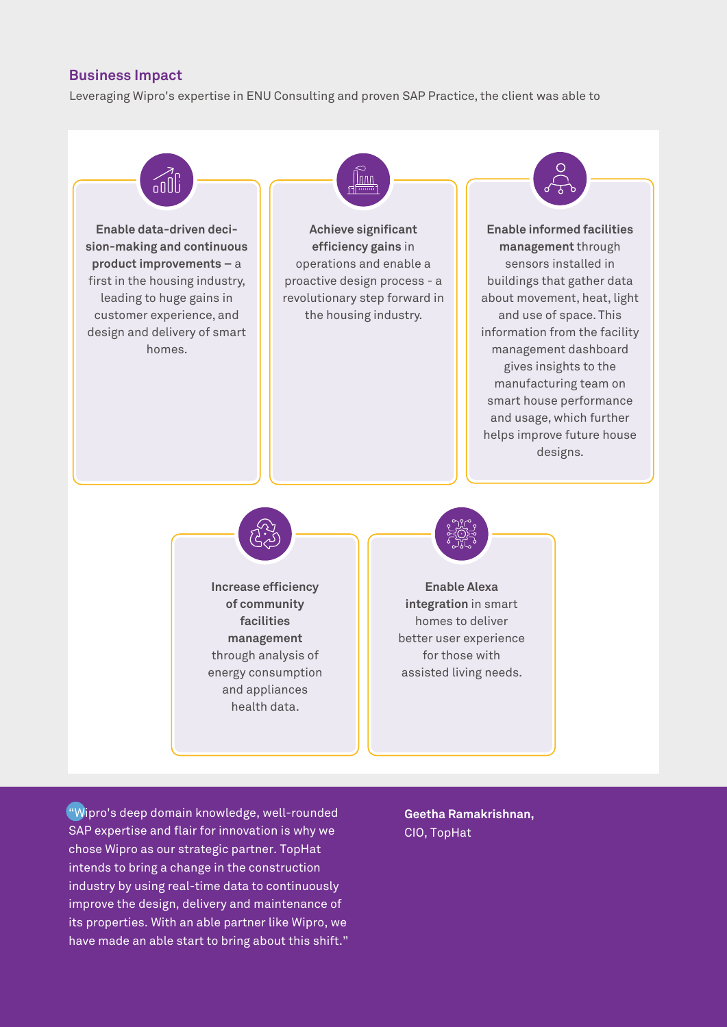## Business Impact

Leveraging Wipro's expertise in ENU Consulting and proven SAP Practice, the client was able to

**Enable data-driven decision-making and continuous product improvements –** a first in the housing industry, leading to huge gains in customer experience, and design and delivery of smart homes.

**Achieve significant efficiency gains** in operations and enable a proactive design process - a revolutionary step forward in the housing industry.

**Enable informed facilities management** through sensors installed in buildings that gather data about movement, heat, light and use of space. This information from the facility management dashboard gives insights to the manufacturing team on smart house performance and usage, which further helps improve future house designs.

**Increase efficiency of community facilities management** through analysis of energy consumption and appliances health data.

**Enable Alexa integration** in smart homes to deliver better user experience for those with assisted living needs.

"Wipro's deep domain knowledge, well-rounded SAP expertise and flair for innovation is why we chose Wipro as our strategic partner. TopHat intends to bring a change in the construction industry by using real-time data to continuously improve the design, delivery and maintenance of its properties. With an able partner like Wipro, we have made an able start to bring about this shift."

**Geetha Ramakrishnan,**
CIO, TopHat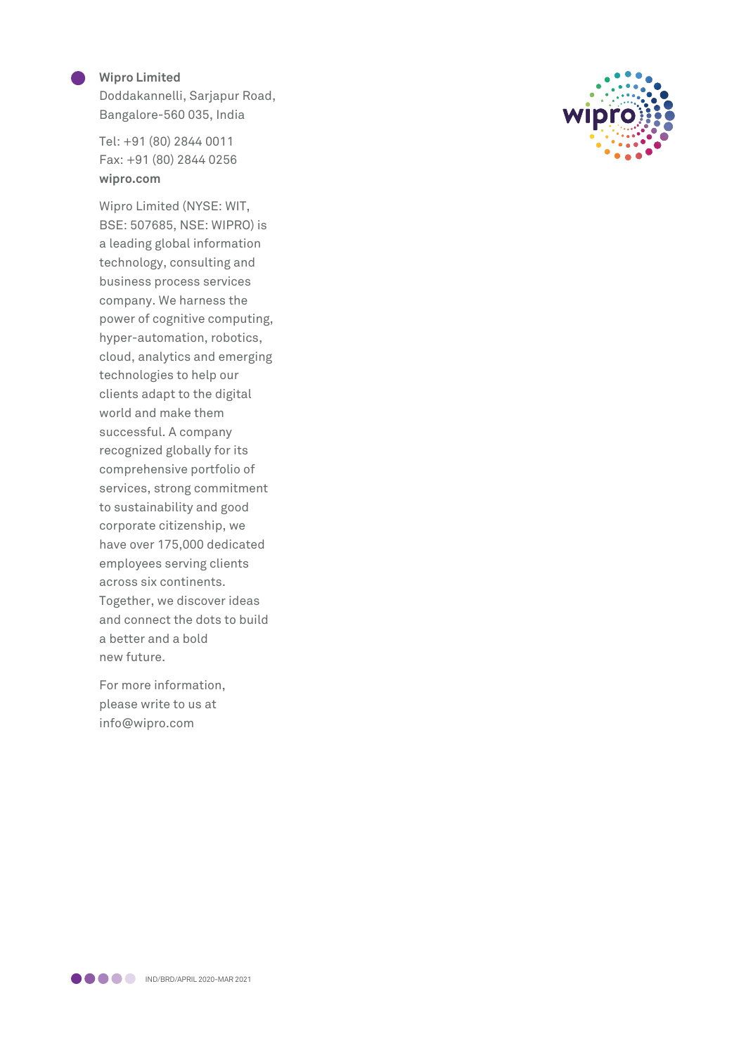**Wipro Limited**
Doddakannelli, Sarjapur Road,
Bangalore-560 035, India

Tel: +91 (80) 2844 0011
Fax: +91 (80) 2844 0256
**wipro.com**

Wipro Limited (NYSE: WIT, BSE: 507685, NSE: WIPRO) is a leading global information technology, consulting and business process services company. We harness the power of cognitive computing, hyper-automation, robotics, cloud, analytics and emerging technologies to help our clients adapt to the digital world and make them successful. A company recognized globally for its comprehensive portfolio of services, strong commitment to sustainability and good corporate citizenship, we have over 175,000 dedicated employees serving clients across six continents. Together, we discover ideas and connect the dots to build a better and a bold new future.

For more information, please write to us at info@wipro.com

IND/BRD/APRIL 2020-MAR 2021